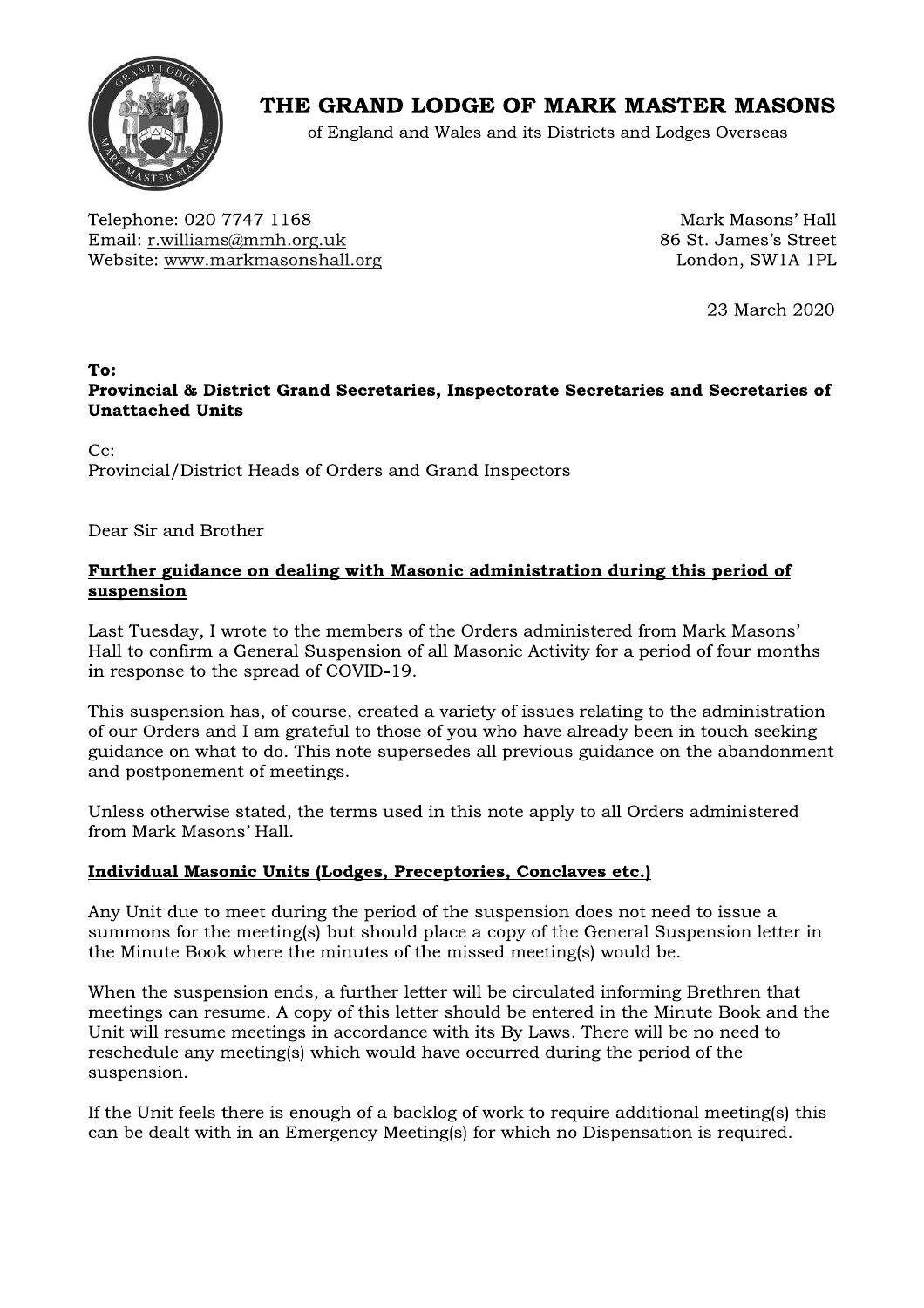# THE GRAND LODGE OF MARK MASTER MASONS

of England and Wales and its Districts and Lodges Overseas

Telephone: 020 7747 1168
Email: r.williams@mmh.org.uk
Website: www.markmasonshall.org

Mark Masons' Hall
86 St. James's Street
London, SW1A 1PL

23 March 2020

**To:**
**Provincial & District Grand Secretaries, Inspectorate Secretaries and Secretaries of Unattached Units**

Cc:
Provincial/District Heads of Orders and Grand Inspectors

Dear Sir and Brother

**Further guidance on dealing with Masonic administration during this period of suspension**

Last Tuesday, I wrote to the members of the Orders administered from Mark Masons' Hall to confirm a General Suspension of all Masonic Activity for a period of four months in response to the spread of COVID-19.

This suspension has, of course, created a variety of issues relating to the administration of our Orders and I am grateful to those of you who have already been in touch seeking guidance on what to do. This note supersedes all previous guidance on the abandonment and postponement of meetings.

Unless otherwise stated, the terms used in this note apply to all Orders administered from Mark Masons' Hall.

**Individual Masonic Units (Lodges, Preceptories, Conclaves etc.)**

Any Unit due to meet during the period of the suspension does not need to issue a summons for the meeting(s) but should place a copy of the General Suspension letter in the Minute Book where the minutes of the missed meeting(s) would be.

When the suspension ends, a further letter will be circulated informing Brethren that meetings can resume. A copy of this letter should be entered in the Minute Book and the Unit will resume meetings in accordance with its By Laws. There will be no need to reschedule any meeting(s) which would have occurred during the period of the suspension.

If the Unit feels there is enough of a backlog of work to require additional meeting(s) this can be dealt with in an Emergency Meeting(s) for which no Dispensation is required.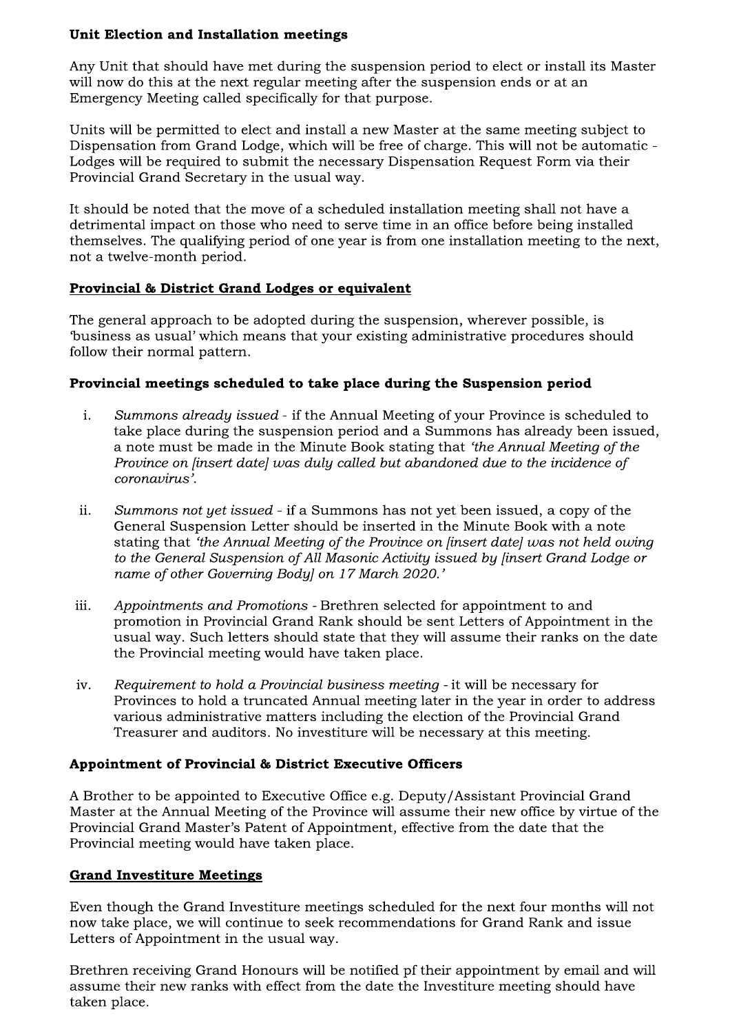**Unit Election and Installation meetings**

Any Unit that should have met during the suspension period to elect or install its Master will now do this at the next regular meeting after the suspension ends or at an Emergency Meeting called specifically for that purpose.

Units will be permitted to elect and install a new Master at the same meeting subject to Dispensation from Grand Lodge, which will be free of charge. This will not be automatic - Lodges will be required to submit the necessary Dispensation Request Form via their Provincial Grand Secretary in the usual way.

It should be noted that the move of a scheduled installation meeting shall not have a detrimental impact on those who need to serve time in an office before being installed themselves. The qualifying period of one year is from one installation meeting to the next, not a twelve-month period.

**Provincial & District Grand Lodges or equivalent**

The general approach to be adopted during the suspension, wherever possible, is 'business as usual' which means that your existing administrative procedures should follow their normal pattern.

**Provincial meetings scheduled to take place during the Suspension period**

i. *Summons already issued* - if the Annual Meeting of your Province is scheduled to take place during the suspension period and a Summons has already been issued, a note must be made in the Minute Book stating that *'the Annual Meeting of the Province on [insert date] was duly called but abandoned due to the incidence of coronavirus'.*

ii. *Summons not yet issued* - if a Summons has not yet been issued, a copy of the General Suspension Letter should be inserted in the Minute Book with a note stating that *'the Annual Meeting of the Province on [insert date] was not held owing to the General Suspension of All Masonic Activity issued by [insert Grand Lodge or name of other Governing Body] on 17 March 2020.'*

iii. *Appointments and Promotions* - Brethren selected for appointment to and promotion in Provincial Grand Rank should be sent Letters of Appointment in the usual way. Such letters should state that they will assume their ranks on the date the Provincial meeting would have taken place.

iv. *Requirement to hold a Provincial business meeting* - it will be necessary for Provinces to hold a truncated Annual meeting later in the year in order to address various administrative matters including the election of the Provincial Grand Treasurer and auditors. No investiture will be necessary at this meeting.

**Appointment of Provincial & District Executive Officers**

A Brother to be appointed to Executive Office e.g. Deputy/Assistant Provincial Grand Master at the Annual Meeting of the Province will assume their new office by virtue of the Provincial Grand Master's Patent of Appointment, effective from the date that the Provincial meeting would have taken place.

**Grand Investiture Meetings**

Even though the Grand Investiture meetings scheduled for the next four months will not now take place, we will continue to seek recommendations for Grand Rank and issue Letters of Appointment in the usual way.

Brethren receiving Grand Honours will be notified pf their appointment by email and will assume their new ranks with effect from the date the Investiture meeting should have taken place.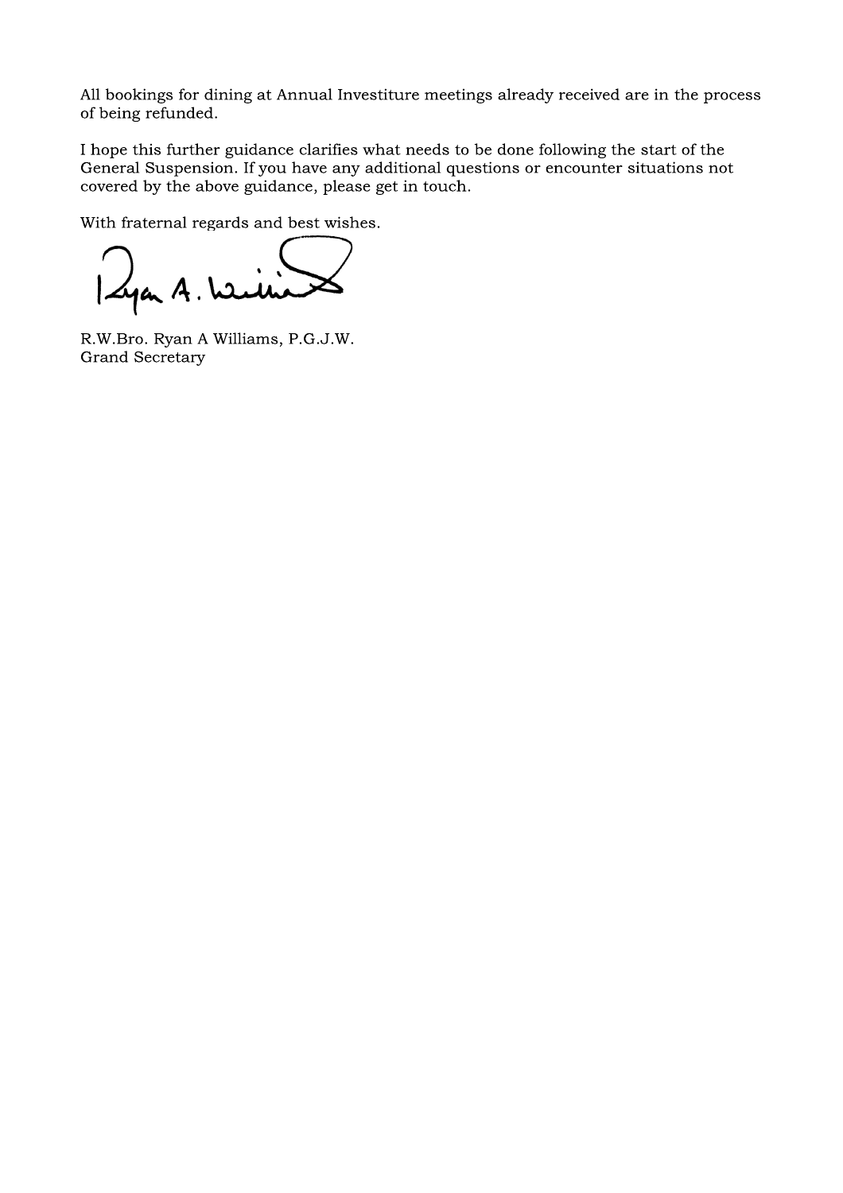All bookings for dining at Annual Investiture meetings already received are in the process of being refunded.

I hope this further guidance clarifies what needs to be done following the start of the General Suspension. If you have any additional questions or encounter situations not covered by the above guidance, please get in touch.

With fraternal regards and best wishes.

R.W.Bro. Ryan A Williams, P.G.J.W.
Grand Secretary